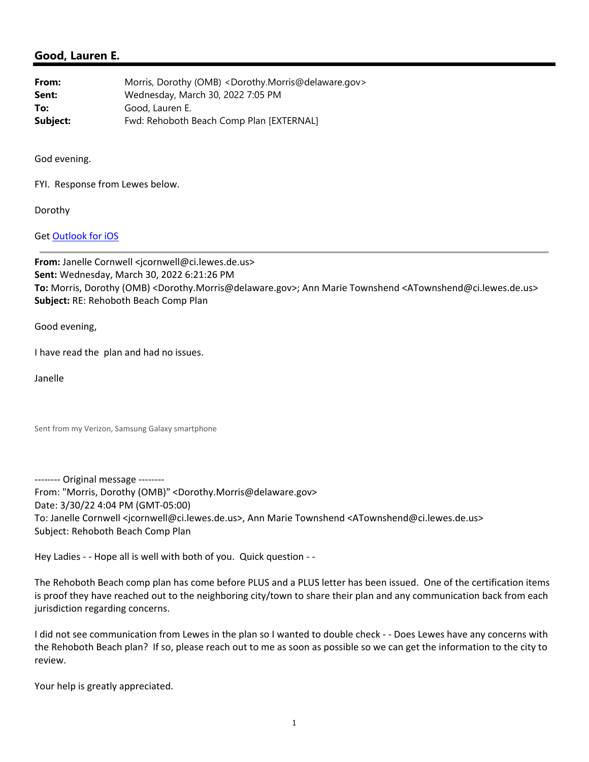# Good, Lauren E.

**From:** Morris, Dorothy (OMB) <Dorothy.Morris@delaware.gov>
**Sent:** Wednesday, March 30, 2022 7:05 PM
**To:** Good, Lauren E.
**Subject:** Fwd: Rehoboth Beach Comp Plan [EXTERNAL]

God evening.

FYI. Response from Lewes below.

Dorothy

Get Outlook for iOS

---

**From:** Janelle Cornwell <jcornwell@ci.lewes.de.us>
**Sent:** Wednesday, March 30, 2022 6:21:26 PM
**To:** Morris, Dorothy (OMB) <Dorothy.Morris@delaware.gov>; Ann Marie Townshend <ATownshend@ci.lewes.de.us>
**Subject:** RE: Rehoboth Beach Comp Plan

Good evening,

I have read the plan and had no issues.

Janelle

Sent from my Verizon, Samsung Galaxy smartphone

-------- Original message --------
From: "Morris, Dorothy (OMB)" <Dorothy.Morris@delaware.gov>
Date: 3/30/22 4:04 PM (GMT-05:00)
To: Janelle Cornwell <jcornwell@ci.lewes.de.us>, Ann Marie Townshend <ATownshend@ci.lewes.de.us>
Subject: Rehoboth Beach Comp Plan

Hey Ladies - - Hope all is well with both of you. Quick question - -

The Rehoboth Beach comp plan has come before PLUS and a PLUS letter has been issued. One of the certification items is proof they have reached out to the neighboring city/town to share their plan and any communication back from each jurisdiction regarding concerns.

I did not see communication from Lewes in the plan so I wanted to double check - - Does Lewes have any concerns with the Rehoboth Beach plan? If so, please reach out to me as soon as possible so we can get the information to the city to review.

Your help is greatly appreciated.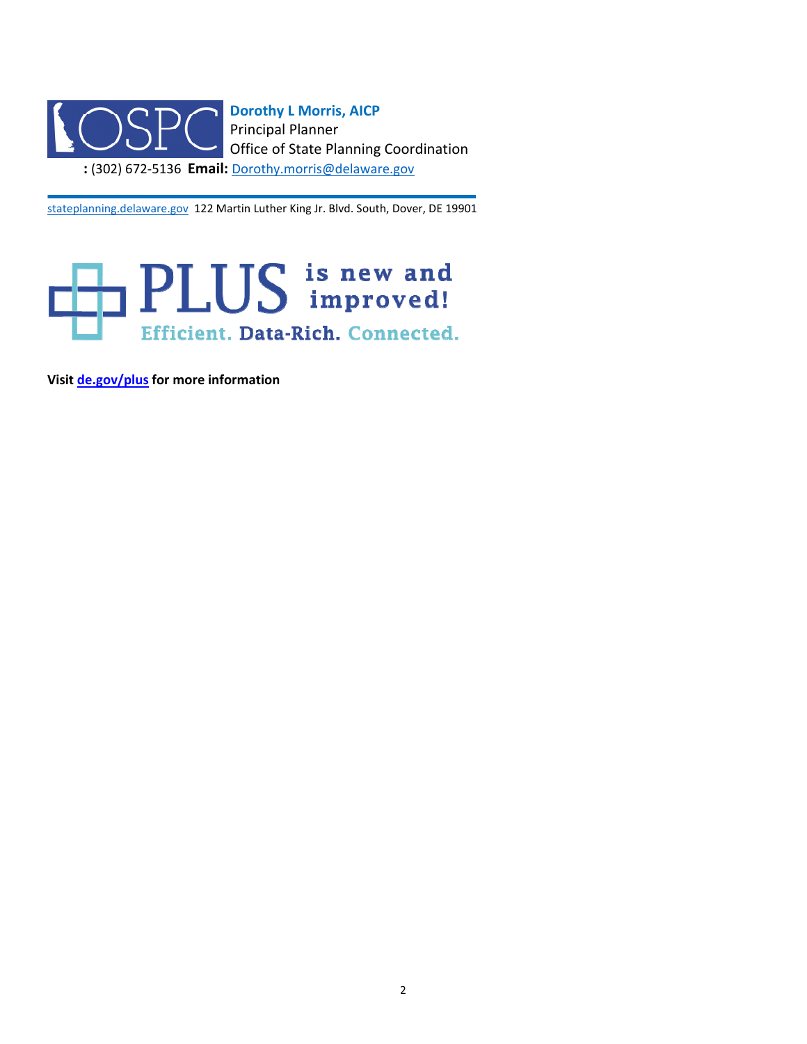OSPC

**Dorothy L Morris, AICP**
Principal Planner
Office of State Planning Coordination

**:** (302) 672-5136 **Email:** Dorothy.morris@delaware.gov

---

stateplanning.delaware.gov 122 Martin Luther King Jr. Blvd. South, Dover, DE 19901

PLUS is new and improved!
Efficient. Data-Rich. Connected.

**Visit de.gov/plus for more information**